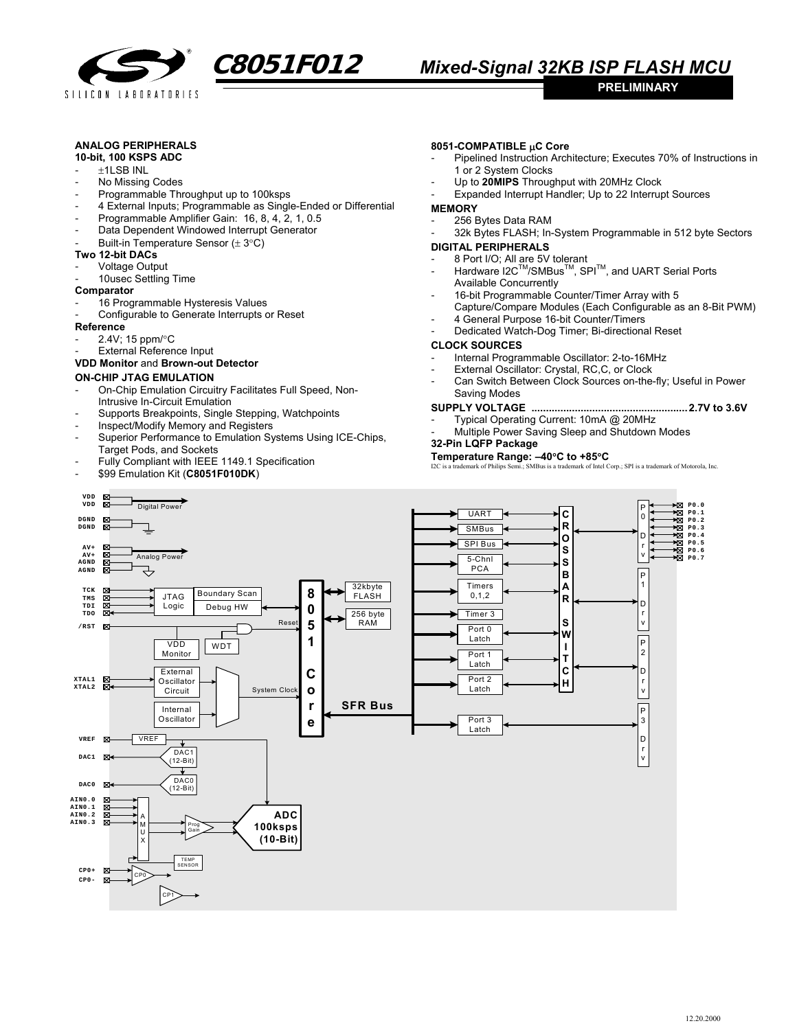# C8051F012 Mixed-Signal 32KB ISP FLASH MCU

**PRELIMINARY**

**ANALOG PERIPHERALS**

**10-bit, 100 KSPS ADC**

- ±1LSB INL
- No Missing Codes
- Programmable Throughput up to 100ksps
- 4 External Inputs; Programmable as Single-Ended or Differential
- Programmable Amplifier Gain: 16, 8, 4, 2, 1, 0.5
- Data Dependent Windowed Interrupt Generator
- Built-in Temperature Sensor (± 3°C)

**Two 12-bit DACs**

- Voltage Output
- 10usec Settling Time

**Comparator**

- 16 Programmable Hysteresis Values
- Configurable to Generate Interrupts or Reset

**Reference**

- 2.4V; 15 ppm/°C
- External Reference Input

**VDD Monitor** and **Brown-out Detector**

**ON-CHIP JTAG EMULATION**

- On-Chip Emulation Circuitry Facilitates Full Speed, Non-Intrusive In-Circuit Emulation
- Supports Breakpoints, Single Stepping, Watchpoints
- Inspect/Modify Memory and Registers
- Superior Performance to Emulation Systems Using ICE-Chips, Target Pods, and Sockets
- Fully Compliant with IEEE 1149.1 Specification
- $99 Emulation Kit (**C8051F010DK**)

**8051-COMPATIBLE μC Core**

- Pipelined Instruction Architecture; Executes 70% of Instructions in 1 or 2 System Clocks
- Up to **20MIPS** Throughput with 20MHz Clock
- Expanded Interrupt Handler; Up to 22 Interrupt Sources

**MEMORY**

- 256 Bytes Data RAM
- 32k Bytes FLASH; In-System Programmable in 512 byte Sectors

**DIGITAL PERIPHERALS**

- 8 Port I/O; All are 5V tolerant
- Hardware I2C™/SMBus™, SPI™, and UART Serial Ports Available Concurrently
- 16-bit Programmable Counter/Timer Array with 5 Capture/Compare Modules (Each Configurable as an 8-Bit PWM)
- 4 General Purpose 16-bit Counter/Timers
- Dedicated Watch-Dog Timer; Bi-directional Reset

**CLOCK SOURCES**

- Internal Programmable Oscillator: 2-to-16MHz
- External Oscillator: Crystal, RC,C, or Clock
- Can Switch Between Clock Sources on-the-fly; Useful in Power Saving Modes

**SUPPLY VOLTAGE** ........................................ **2.7V to 3.6V**

- Typical Operating Current: 10mA @ 20MHz
- Multiple Power Saving Sleep and Shutdown Modes

**32-Pin LQFP Package**

**Temperature Range: –40°C to +85°C**

I2C is a trademark of Philips Semi.; SMBus is a trademark of Intel Corp.; SPI is a trademark of Motorola, Inc.

VDD, VDD — Digital Power; DGND, DGND; AV+, AV+, AGND, AGND — Analog Power; TCK, TMS, TDI, TDO — JTAG Logic (Boundary Scan, Debug HW); /RST — Reset; VDD Monitor; WDT; XTAL1, XTAL2 — External Oscillator Circuit; Internal Oscillator; System Clock; 8051 Core; 32kbyte FLASH; 256 byte RAM; SFR Bus; UART; SMBus; SPI Bus; 5-Chnl PCA; Timers 0,1,2; Timer 3; Port 0 Latch; Port 1 Latch; Port 2 Latch; Port 3 Latch; CROSSBAR SWITCH; P0 Drv; P1 Drv; P2 Drv; P3 Drv; P0.0, P0.1, P0.2, P0.3, P0.4, P0.5, P0.6, P0.7; VREF; DAC1 (12-Bit); DAC0 (12-Bit); AIN0.0, AIN0.1, AIN0.2, AIN0.3 — AMUX; Prog Gain; ADC 100ksps (10-Bit); TEMP SENSOR; CP0+, CP0- — CP0; CP1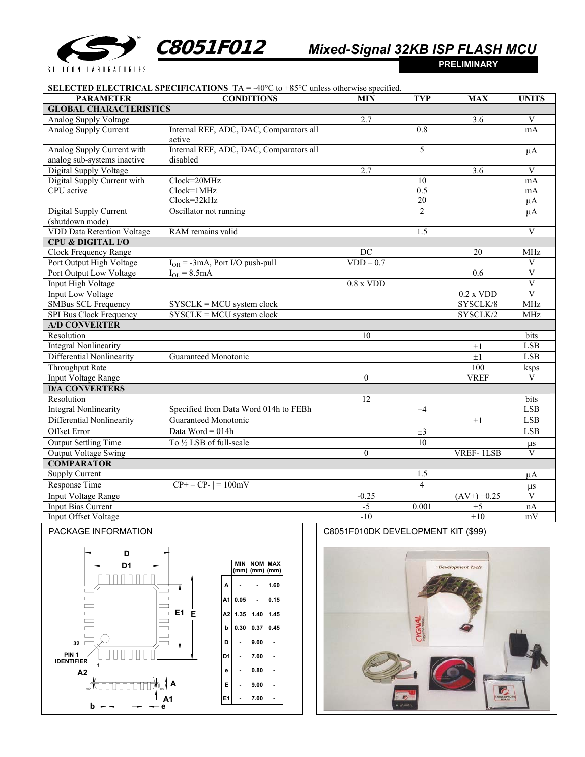# C8051F012 Mixed-Signal 32KB ISP FLASH MCU

**PRELIMINARY**

**SELECTED ELECTRICAL SPECIFICATIONS** TA = -40°C to +85°C unless otherwise specified.

| PARAMETER | CONDITIONS | MIN | TYP | MAX | UNITS |
|---|---|---|---|---|---|
| **GLOBAL CHARACTERISTICS** | | | | | |
| Analog Supply Voltage | | 2.7 | | 3.6 | V |
| Analog Supply Current | Internal REF, ADC, DAC, Comparators all active | | 0.8 | | mA |
| Analog Supply Current with analog sub-systems inactive | Internal REF, ADC, DAC, Comparators all disabled | | 5 | | μA |
| Digital Supply Voltage | | 2.7 | | 3.6 | V |
| Digital Supply Current with CPU active | Clock=20MHz<br>Clock=1MHz<br>Clock=32kHz | | 10<br>0.5<br>20 | | mA<br>mA<br>μA |
| Digital Supply Current (shutdown mode) | Oscillator not running | | 2 | | μA |
| VDD Data Retention Voltage | RAM remains valid | | 1.5 | | V |
| **CPU & DIGITAL I/O** | | | | | |
| Clock Frequency Range | | DC | | 20 | MHz |
| Port Output High Voltage | $I_{OH}$ = -3mA, Port I/O push-pull | VDD – 0.7 | | | V |
| Port Output Low Voltage | $I_{OL}$ = 8.5mA | | | 0.6 | V |
| Input High Voltage | | 0.8 x VDD | | | V |
| Input Low Voltage | | | | 0.2 x VDD | V |
| SMBus SCL Frequency | SYSCLK = MCU system clock | | | SYSCLK/8 | MHz |
| SPI Bus Clock Frequency | SYSCLK = MCU system clock | | | SYSCLK/2 | MHz |
| **A/D CONVERTER** | | | | | |
| Resolution | | 10 | | | bits |
| Integral Nonlinearity | | | | ±1 | LSB |
| Differential Nonlinearity | Guaranteed Monotonic | | | ±1 | LSB |
| Throughput Rate | | | | 100 | ksps |
| Input Voltage Range | | 0 | | VREF | V |
| **D/A CONVERTERS** | | | | | |
| Resolution | | 12 | | | bits |
| Integral Nonlinearity | Specified from Data Word 014h to FEBh | | ±4 | | LSB |
| Differential Nonlinearity | Guaranteed Monotonic | | | ±1 | LSB |
| Offset Error | Data Word = 014h | | ±3 | | LSB |
| Output Settling Time | To ½ LSB of full-scale | | 10 | | μs |
| Output Voltage Swing | | 0 | | VREF- 1LSB | V |
| **COMPARATOR** | | | | | |
| Supply Current | | | 1.5 | | μA |
| Response Time | \| CP+ – CP- \| = 100mV | | 4 | | μs |
| Input Voltage Range | | -0.25 | | (AV+) +0.25 | V |
| Input Bias Current | | -5 | 0.001 | +5 | nA |
| Input Offset Voltage | | -10 | | +10 | mV |

## PACKAGE INFORMATION

D
D1
E1 E
32
PIN 1 IDENTIFIER
1
A2
A
A1
b
e

| | MIN (mm) | NOM (mm) | MAX (mm) |
|---|---|---|---|
| A | - | - | 1.60 |
| A1 | 0.05 | - | 0.15 |
| A2 | 1.35 | 1.40 | 1.45 |
| b | 0.30 | 0.37 | 0.45 |
| D | - | 9.00 | - |
| D1 | - | 7.00 | - |
| e | - | 0.80 | - |
| E | - | 9.00 | - |
| E1 | - | 7.00 | - |

## C8051F010DK DEVELOPMENT KIT ($99)